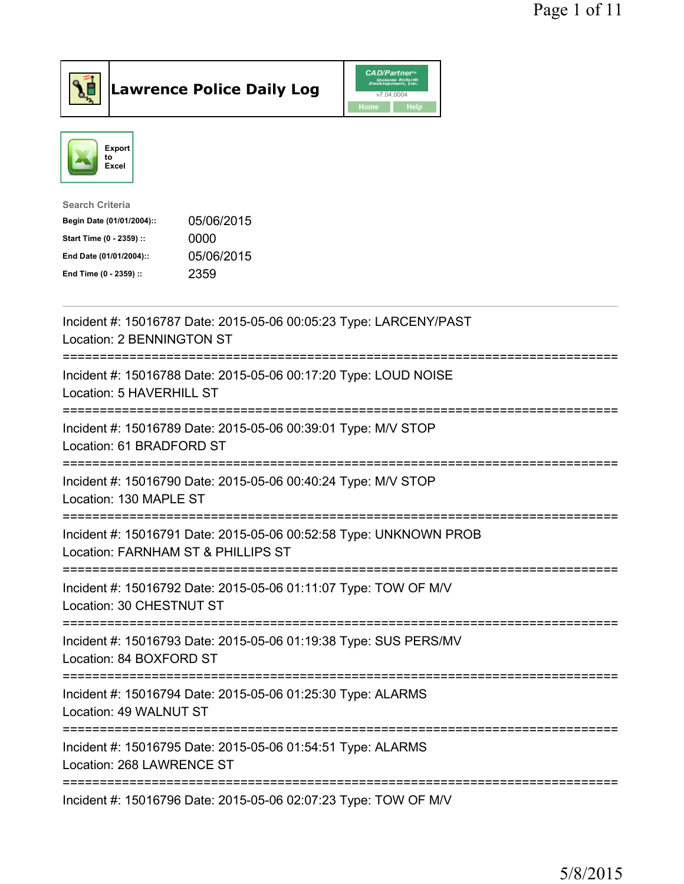# Lawrence Police Daily Log

Export to Excel

**Search Criteria**

| | |
|---|---|
| Begin Date (01/01/2004):: | 05/06/2015 |
| Start Time (0 - 2359) :: | 0000 |
| End Date (01/01/2004):: | 05/06/2015 |
| End Time (0 - 2359) :: | 2359 |

---

Incident #: 15016787 Date: 2015-05-06 00:05:23 Type: LARCENY/PAST
Location: 2 BENNINGTON ST
===========================================================================
Incident #: 15016788 Date: 2015-05-06 00:17:20 Type: LOUD NOISE
Location: 5 HAVERHILL ST
===========================================================================
Incident #: 15016789 Date: 2015-05-06 00:39:01 Type: M/V STOP
Location: 61 BRADFORD ST
===========================================================================
Incident #: 15016790 Date: 2015-05-06 00:40:24 Type: M/V STOP
Location: 130 MAPLE ST
===========================================================================
Incident #: 15016791 Date: 2015-05-06 00:52:58 Type: UNKNOWN PROB
Location: FARNHAM ST & PHILLIPS ST
===========================================================================
Incident #: 15016792 Date: 2015-05-06 01:11:07 Type: TOW OF M/V
Location: 30 CHESTNUT ST
===========================================================================
Incident #: 15016793 Date: 2015-05-06 01:19:38 Type: SUS PERS/MV
Location: 84 BOXFORD ST
===========================================================================
Incident #: 15016794 Date: 2015-05-06 01:25:30 Type: ALARMS
Location: 49 WALNUT ST
===========================================================================
Incident #: 15016795 Date: 2015-05-06 01:54:51 Type: ALARMS
Location: 268 LAWRENCE ST
===========================================================================
Incident #: 15016796 Date: 2015-05-06 02:07:23 Type: TOW OF M/V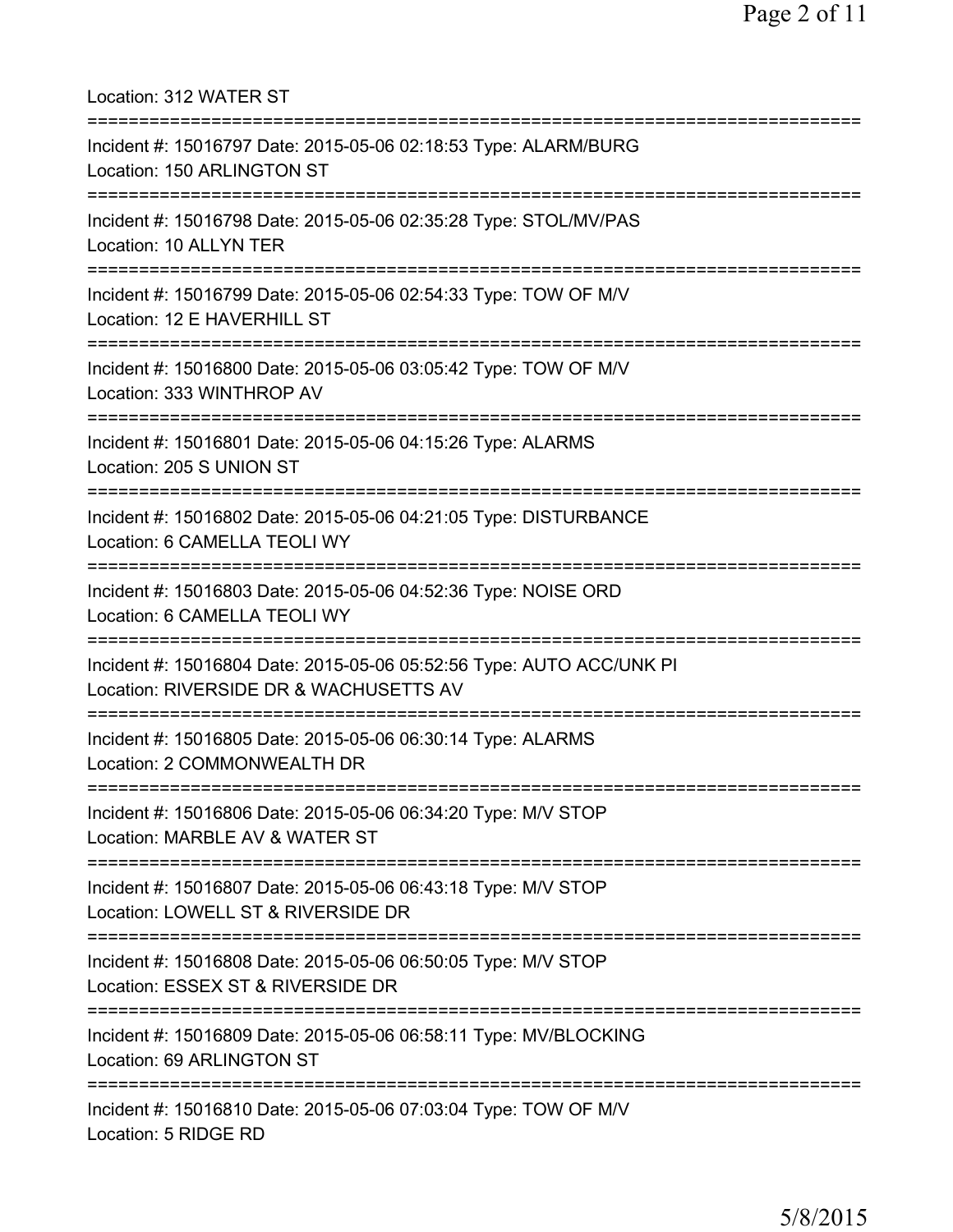Location: 312 WATER ST

===========================================================================

Incident #: 15016797 Date: 2015-05-06 02:18:53 Type: ALARM/BURG
Location: 150 ARLINGTON ST

===========================================================================

Incident #: 15016798 Date: 2015-05-06 02:35:28 Type: STOL/MV/PAS
Location: 10 ALLYN TER

===========================================================================

Incident #: 15016799 Date: 2015-05-06 02:54:33 Type: TOW OF M/V
Location: 12 E HAVERHILL ST

===========================================================================

Incident #: 15016800 Date: 2015-05-06 03:05:42 Type: TOW OF M/V
Location: 333 WINTHROP AV

===========================================================================

Incident #: 15016801 Date: 2015-05-06 04:15:26 Type: ALARMS
Location: 205 S UNION ST

===========================================================================

Incident #: 15016802 Date: 2015-05-06 04:21:05 Type: DISTURBANCE
Location: 6 CAMELLA TEOLI WY

===========================================================================

Incident #: 15016803 Date: 2015-05-06 04:52:36 Type: NOISE ORD
Location: 6 CAMELLA TEOLI WY

===========================================================================

Incident #: 15016804 Date: 2015-05-06 05:52:56 Type: AUTO ACC/UNK PI
Location: RIVERSIDE DR & WACHUSETTS AV

===========================================================================

Incident #: 15016805 Date: 2015-05-06 06:30:14 Type: ALARMS
Location: 2 COMMONWEALTH DR

===========================================================================

Incident #: 15016806 Date: 2015-05-06 06:34:20 Type: M/V STOP
Location: MARBLE AV & WATER ST

===========================================================================

Incident #: 15016807 Date: 2015-05-06 06:43:18 Type: M/V STOP
Location: LOWELL ST & RIVERSIDE DR

===========================================================================

Incident #: 15016808 Date: 2015-05-06 06:50:05 Type: M/V STOP
Location: ESSEX ST & RIVERSIDE DR

===========================================================================

Incident #: 15016809 Date: 2015-05-06 06:58:11 Type: MV/BLOCKING
Location: 69 ARLINGTON ST

===========================================================================

Incident #: 15016810 Date: 2015-05-06 07:03:04 Type: TOW OF M/V
Location: 5 RIDGE RD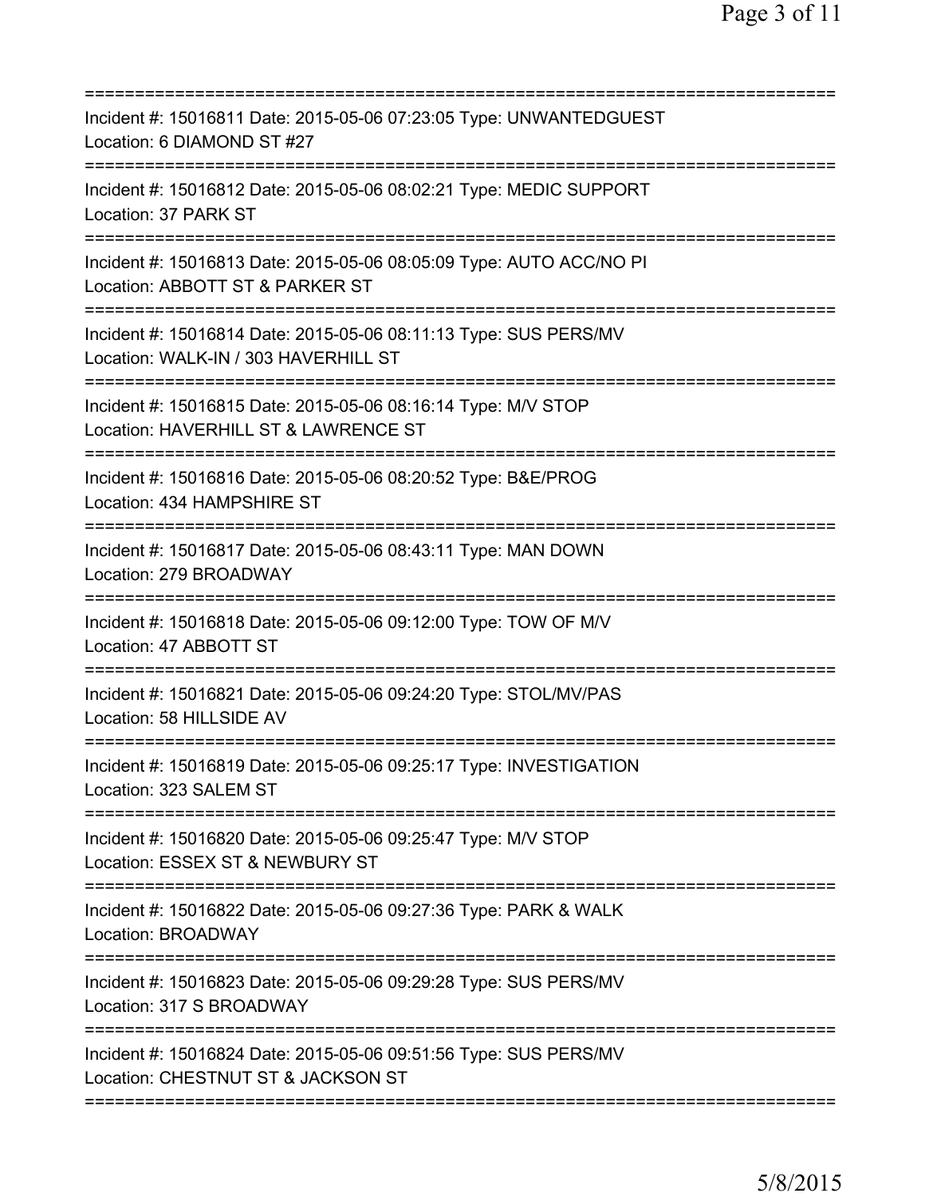==============================================================================
Incident #: 15016811 Date: 2015-05-06 07:23:05 Type: UNWANTEDGUEST
Location: 6 DIAMOND ST #27
==============================================================================
Incident #: 15016812 Date: 2015-05-06 08:02:21 Type: MEDIC SUPPORT
Location: 37 PARK ST
==============================================================================
Incident #: 15016813 Date: 2015-05-06 08:05:09 Type: AUTO ACC/NO PI
Location: ABBOTT ST & PARKER ST
==============================================================================
Incident #: 15016814 Date: 2015-05-06 08:11:13 Type: SUS PERS/MV
Location: WALK-IN / 303 HAVERHILL ST
==============================================================================
Incident #: 15016815 Date: 2015-05-06 08:16:14 Type: M/V STOP
Location: HAVERHILL ST & LAWRENCE ST
==============================================================================
Incident #: 15016816 Date: 2015-05-06 08:20:52 Type: B&E/PROG
Location: 434 HAMPSHIRE ST
==============================================================================
Incident #: 15016817 Date: 2015-05-06 08:43:11 Type: MAN DOWN
Location: 279 BROADWAY
==============================================================================
Incident #: 15016818 Date: 2015-05-06 09:12:00 Type: TOW OF M/V
Location: 47 ABBOTT ST
==============================================================================
Incident #: 15016821 Date: 2015-05-06 09:24:20 Type: STOL/MV/PAS
Location: 58 HILLSIDE AV
==============================================================================
Incident #: 15016819 Date: 2015-05-06 09:25:17 Type: INVESTIGATION
Location: 323 SALEM ST
==============================================================================
Incident #: 15016820 Date: 2015-05-06 09:25:47 Type: M/V STOP
Location: ESSEX ST & NEWBURY ST
==============================================================================
Incident #: 15016822 Date: 2015-05-06 09:27:36 Type: PARK & WALK
Location: BROADWAY
==============================================================================
Incident #: 15016823 Date: 2015-05-06 09:29:28 Type: SUS PERS/MV
Location: 317 S BROADWAY
==============================================================================
Incident #: 15016824 Date: 2015-05-06 09:51:56 Type: SUS PERS/MV
Location: CHESTNUT ST & JACKSON ST
==============================================================================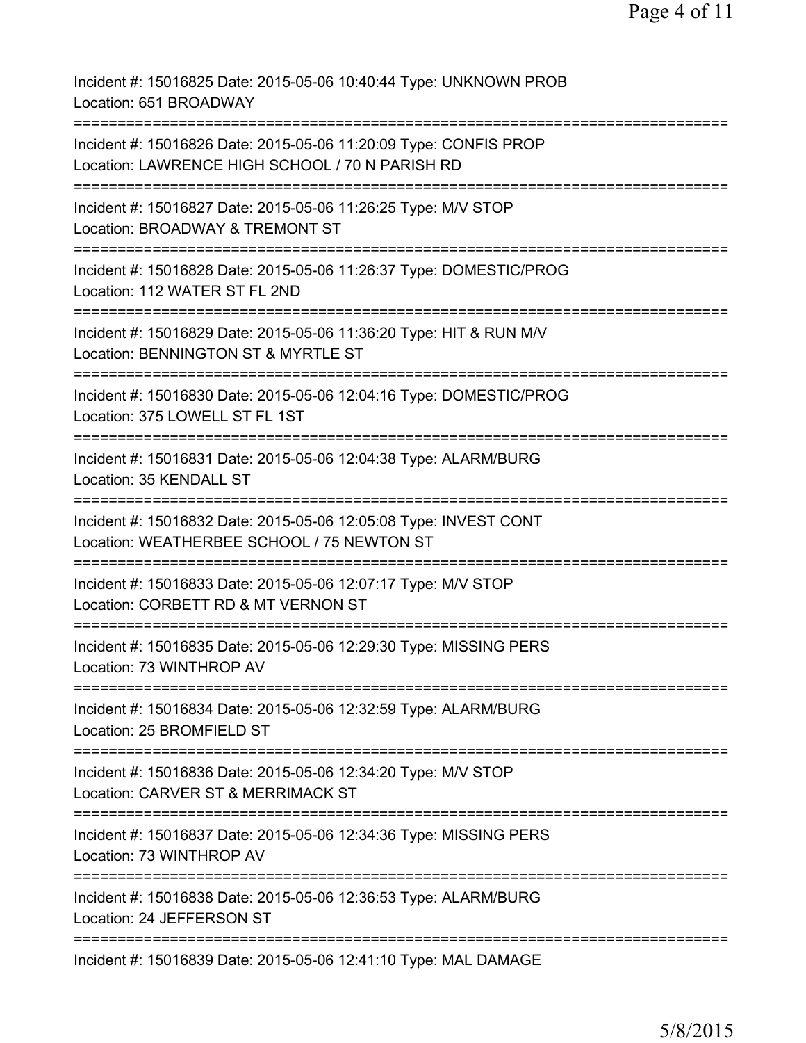Incident #: 15016825 Date: 2015-05-06 10:40:44 Type: UNKNOWN PROB
Location: 651 BROADWAY

===========================================================================

Incident #: 15016826 Date: 2015-05-06 11:20:09 Type: CONFIS PROP
Location: LAWRENCE HIGH SCHOOL / 70 N PARISH RD

===========================================================================

Incident #: 15016827 Date: 2015-05-06 11:26:25 Type: M/V STOP
Location: BROADWAY & TREMONT ST

===========================================================================

Incident #: 15016828 Date: 2015-05-06 11:26:37 Type: DOMESTIC/PROG
Location: 112 WATER ST FL 2ND

===========================================================================

Incident #: 15016829 Date: 2015-05-06 11:36:20 Type: HIT & RUN M/V
Location: BENNINGTON ST & MYRTLE ST

===========================================================================

Incident #: 15016830 Date: 2015-05-06 12:04:16 Type: DOMESTIC/PROG
Location: 375 LOWELL ST FL 1ST

===========================================================================

Incident #: 15016831 Date: 2015-05-06 12:04:38 Type: ALARM/BURG
Location: 35 KENDALL ST

===========================================================================

Incident #: 15016832 Date: 2015-05-06 12:05:08 Type: INVEST CONT
Location: WEATHERBEE SCHOOL / 75 NEWTON ST

===========================================================================

Incident #: 15016833 Date: 2015-05-06 12:07:17 Type: M/V STOP
Location: CORBETT RD & MT VERNON ST

===========================================================================

Incident #: 15016835 Date: 2015-05-06 12:29:30 Type: MISSING PERS
Location: 73 WINTHROP AV

===========================================================================

Incident #: 15016834 Date: 2015-05-06 12:32:59 Type: ALARM/BURG
Location: 25 BROMFIELD ST

===========================================================================

Incident #: 15016836 Date: 2015-05-06 12:34:20 Type: M/V STOP
Location: CARVER ST & MERRIMACK ST

===========================================================================

Incident #: 15016837 Date: 2015-05-06 12:34:36 Type: MISSING PERS
Location: 73 WINTHROP AV

===========================================================================

Incident #: 15016838 Date: 2015-05-06 12:36:53 Type: ALARM/BURG
Location: 24 JEFFERSON ST

===========================================================================

Incident #: 15016839 Date: 2015-05-06 12:41:10 Type: MAL DAMAGE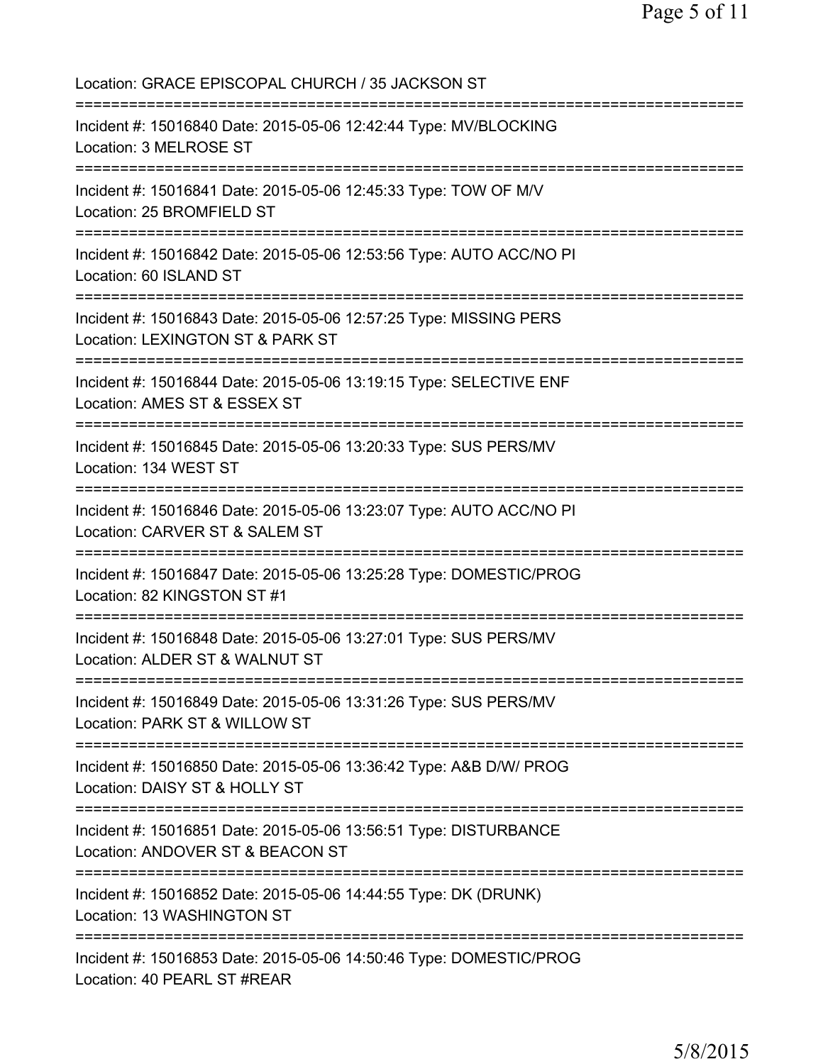Location: GRACE EPISCOPAL CHURCH / 35 JACKSON ST

===========================================================================

Incident #: 15016840 Date: 2015-05-06 12:42:44 Type: MV/BLOCKING
Location: 3 MELROSE ST

===========================================================================

Incident #: 15016841 Date: 2015-05-06 12:45:33 Type: TOW OF M/V
Location: 25 BROMFIELD ST

===========================================================================

Incident #: 15016842 Date: 2015-05-06 12:53:56 Type: AUTO ACC/NO PI
Location: 60 ISLAND ST

===========================================================================

Incident #: 15016843 Date: 2015-05-06 12:57:25 Type: MISSING PERS
Location: LEXINGTON ST & PARK ST

===========================================================================

Incident #: 15016844 Date: 2015-05-06 13:19:15 Type: SELECTIVE ENF
Location: AMES ST & ESSEX ST

===========================================================================

Incident #: 15016845 Date: 2015-05-06 13:20:33 Type: SUS PERS/MV
Location: 134 WEST ST

===========================================================================

Incident #: 15016846 Date: 2015-05-06 13:23:07 Type: AUTO ACC/NO PI
Location: CARVER ST & SALEM ST

===========================================================================

Incident #: 15016847 Date: 2015-05-06 13:25:28 Type: DOMESTIC/PROG
Location: 82 KINGSTON ST #1

===========================================================================

Incident #: 15016848 Date: 2015-05-06 13:27:01 Type: SUS PERS/MV
Location: ALDER ST & WALNUT ST

===========================================================================

Incident #: 15016849 Date: 2015-05-06 13:31:26 Type: SUS PERS/MV
Location: PARK ST & WILLOW ST

===========================================================================

Incident #: 15016850 Date: 2015-05-06 13:36:42 Type: A&B D/W/ PROG
Location: DAISY ST & HOLLY ST

===========================================================================

Incident #: 15016851 Date: 2015-05-06 13:56:51 Type: DISTURBANCE
Location: ANDOVER ST & BEACON ST

===========================================================================

Incident #: 15016852 Date: 2015-05-06 14:44:55 Type: DK (DRUNK)
Location: 13 WASHINGTON ST

===========================================================================

Incident #: 15016853 Date: 2015-05-06 14:50:46 Type: DOMESTIC/PROG
Location: 40 PEARL ST #REAR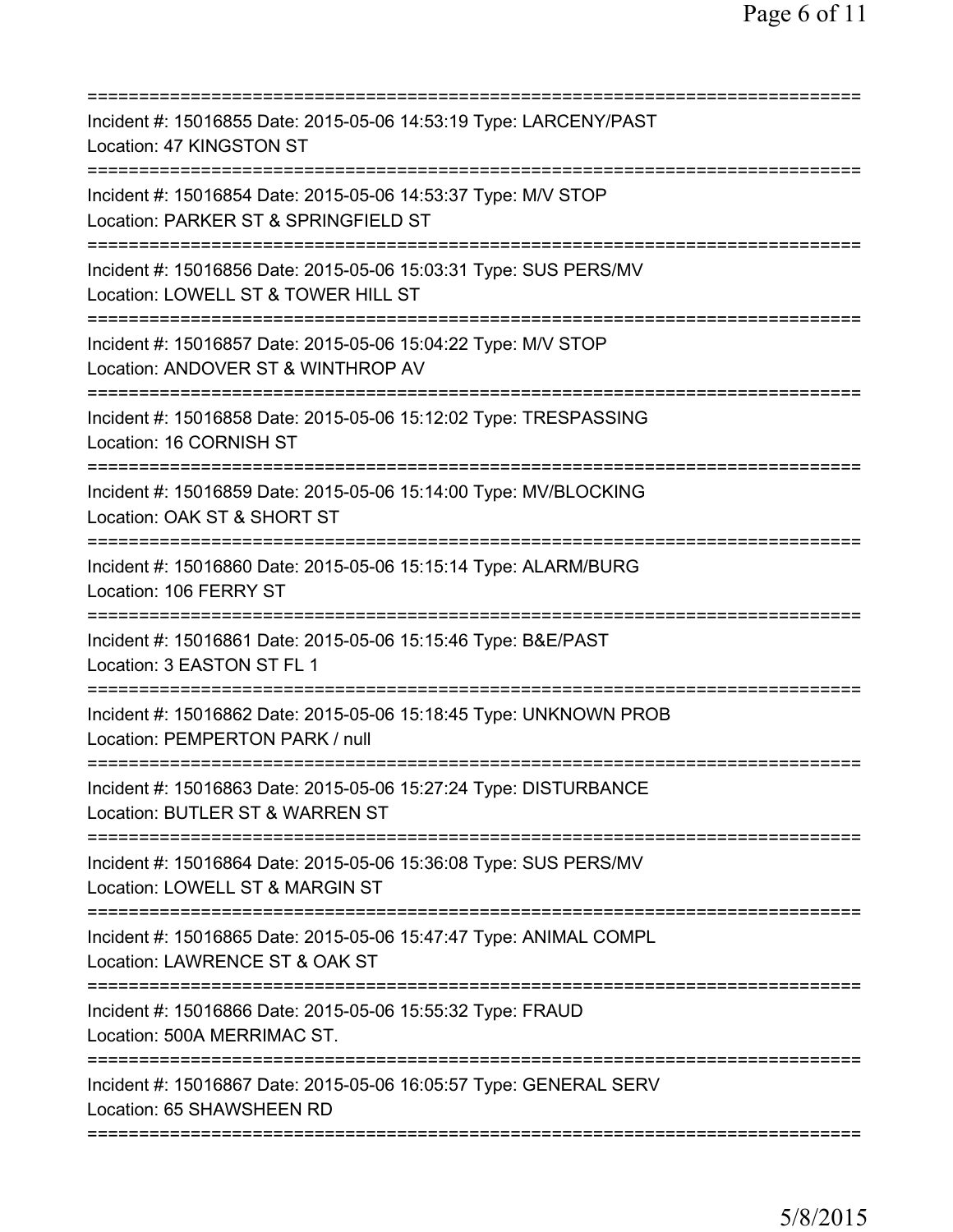==============================================================================
Incident #: 15016855 Date: 2015-05-06 14:53:19 Type: LARCENY/PAST
Location: 47 KINGSTON ST
==============================================================================
Incident #: 15016854 Date: 2015-05-06 14:53:37 Type: M/V STOP
Location: PARKER ST & SPRINGFIELD ST
==============================================================================
Incident #: 15016856 Date: 2015-05-06 15:03:31 Type: SUS PERS/MV
Location: LOWELL ST & TOWER HILL ST
==============================================================================
Incident #: 15016857 Date: 2015-05-06 15:04:22 Type: M/V STOP
Location: ANDOVER ST & WINTHROP AV
==============================================================================
Incident #: 15016858 Date: 2015-05-06 15:12:02 Type: TRESPASSING
Location: 16 CORNISH ST
==============================================================================
Incident #: 15016859 Date: 2015-05-06 15:14:00 Type: MV/BLOCKING
Location: OAK ST & SHORT ST
==============================================================================
Incident #: 15016860 Date: 2015-05-06 15:15:14 Type: ALARM/BURG
Location: 106 FERRY ST
==============================================================================
Incident #: 15016861 Date: 2015-05-06 15:15:46 Type: B&E/PAST
Location: 3 EASTON ST FL 1
==============================================================================
Incident #: 15016862 Date: 2015-05-06 15:18:45 Type: UNKNOWN PROB
Location: PEMPERTON PARK / null
==============================================================================
Incident #: 15016863 Date: 2015-05-06 15:27:24 Type: DISTURBANCE
Location: BUTLER ST & WARREN ST
==============================================================================
Incident #: 15016864 Date: 2015-05-06 15:36:08 Type: SUS PERS/MV
Location: LOWELL ST & MARGIN ST
==============================================================================
Incident #: 15016865 Date: 2015-05-06 15:47:47 Type: ANIMAL COMPL
Location: LAWRENCE ST & OAK ST
==============================================================================
Incident #: 15016866 Date: 2015-05-06 15:55:32 Type: FRAUD
Location: 500A MERRIMAC ST.
==============================================================================
Incident #: 15016867 Date: 2015-05-06 16:05:57 Type: GENERAL SERV
Location: 65 SHAWSHEEN RD
==============================================================================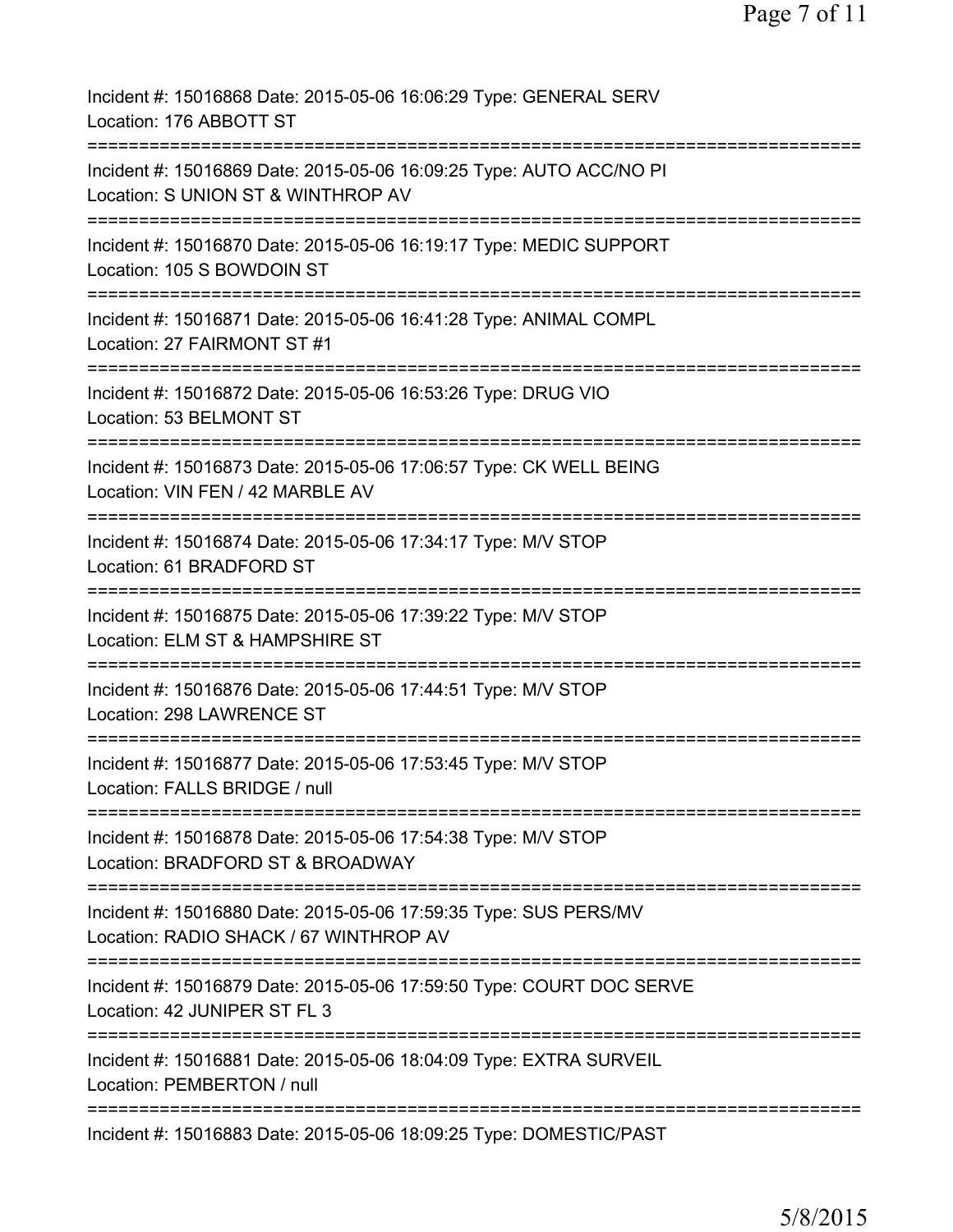Incident #: 15016868 Date: 2015-05-06 16:06:29 Type: GENERAL SERV
Location: 176 ABBOTT ST

===========================================================================

Incident #: 15016869 Date: 2015-05-06 16:09:25 Type: AUTO ACC/NO PI
Location: S UNION ST & WINTHROP AV

===========================================================================

Incident #: 15016870 Date: 2015-05-06 16:19:17 Type: MEDIC SUPPORT
Location: 105 S BOWDOIN ST

===========================================================================

Incident #: 15016871 Date: 2015-05-06 16:41:28 Type: ANIMAL COMPL
Location: 27 FAIRMONT ST #1

===========================================================================

Incident #: 15016872 Date: 2015-05-06 16:53:26 Type: DRUG VIO
Location: 53 BELMONT ST

===========================================================================

Incident #: 15016873 Date: 2015-05-06 17:06:57 Type: CK WELL BEING
Location: VIN FEN / 42 MARBLE AV

===========================================================================

Incident #: 15016874 Date: 2015-05-06 17:34:17 Type: M/V STOP
Location: 61 BRADFORD ST

===========================================================================

Incident #: 15016875 Date: 2015-05-06 17:39:22 Type: M/V STOP
Location: ELM ST & HAMPSHIRE ST

===========================================================================

Incident #: 15016876 Date: 2015-05-06 17:44:51 Type: M/V STOP
Location: 298 LAWRENCE ST

===========================================================================

Incident #: 15016877 Date: 2015-05-06 17:53:45 Type: M/V STOP
Location: FALLS BRIDGE / null

===========================================================================

Incident #: 15016878 Date: 2015-05-06 17:54:38 Type: M/V STOP
Location: BRADFORD ST & BROADWAY

===========================================================================

Incident #: 15016880 Date: 2015-05-06 17:59:35 Type: SUS PERS/MV
Location: RADIO SHACK / 67 WINTHROP AV

===========================================================================

Incident #: 15016879 Date: 2015-05-06 17:59:50 Type: COURT DOC SERVE
Location: 42 JUNIPER ST FL 3

===========================================================================

Incident #: 15016881 Date: 2015-05-06 18:04:09 Type: EXTRA SURVEIL
Location: PEMBERTON / null

===========================================================================

Incident #: 15016883 Date: 2015-05-06 18:09:25 Type: DOMESTIC/PAST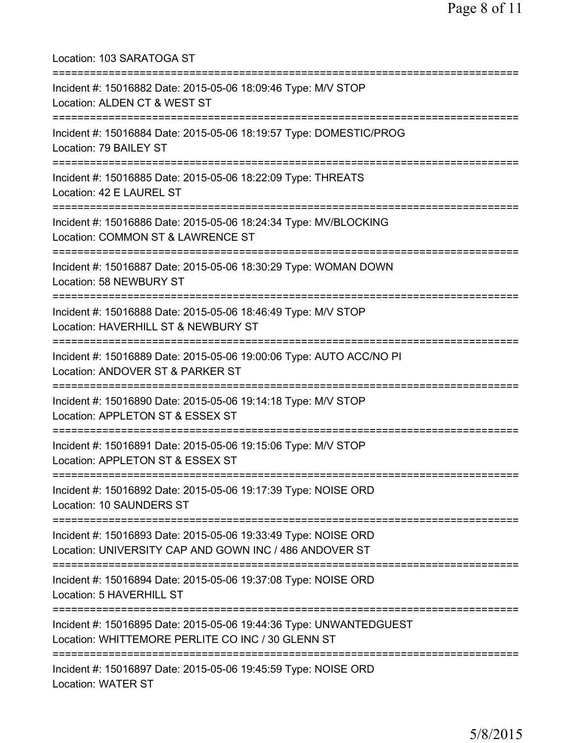Location: 103 SARATOGA ST

===========================================================================

Incident #: 15016882 Date: 2015-05-06 18:09:46 Type: M/V STOP
Location: ALDEN CT & WEST ST

===========================================================================

Incident #: 15016884 Date: 2015-05-06 18:19:57 Type: DOMESTIC/PROG
Location: 79 BAILEY ST

===========================================================================

Incident #: 15016885 Date: 2015-05-06 18:22:09 Type: THREATS
Location: 42 E LAUREL ST

===========================================================================

Incident #: 15016886 Date: 2015-05-06 18:24:34 Type: MV/BLOCKING
Location: COMMON ST & LAWRENCE ST

===========================================================================

Incident #: 15016887 Date: 2015-05-06 18:30:29 Type: WOMAN DOWN
Location: 58 NEWBURY ST

===========================================================================

Incident #: 15016888 Date: 2015-05-06 18:46:49 Type: M/V STOP
Location: HAVERHILL ST & NEWBURY ST

===========================================================================

Incident #: 15016889 Date: 2015-05-06 19:00:06 Type: AUTO ACC/NO PI
Location: ANDOVER ST & PARKER ST

===========================================================================

Incident #: 15016890 Date: 2015-05-06 19:14:18 Type: M/V STOP
Location: APPLETON ST & ESSEX ST

===========================================================================

Incident #: 15016891 Date: 2015-05-06 19:15:06 Type: M/V STOP
Location: APPLETON ST & ESSEX ST

===========================================================================

Incident #: 15016892 Date: 2015-05-06 19:17:39 Type: NOISE ORD
Location: 10 SAUNDERS ST

===========================================================================

Incident #: 15016893 Date: 2015-05-06 19:33:49 Type: NOISE ORD
Location: UNIVERSITY CAP AND GOWN INC / 486 ANDOVER ST

===========================================================================

Incident #: 15016894 Date: 2015-05-06 19:37:08 Type: NOISE ORD
Location: 5 HAVERHILL ST

===========================================================================

Incident #: 15016895 Date: 2015-05-06 19:44:36 Type: UNWANTEDGUEST
Location: WHITTEMORE PERLITE CO INC / 30 GLENN ST

===========================================================================

Incident #: 15016897 Date: 2015-05-06 19:45:59 Type: NOISE ORD
Location: WATER ST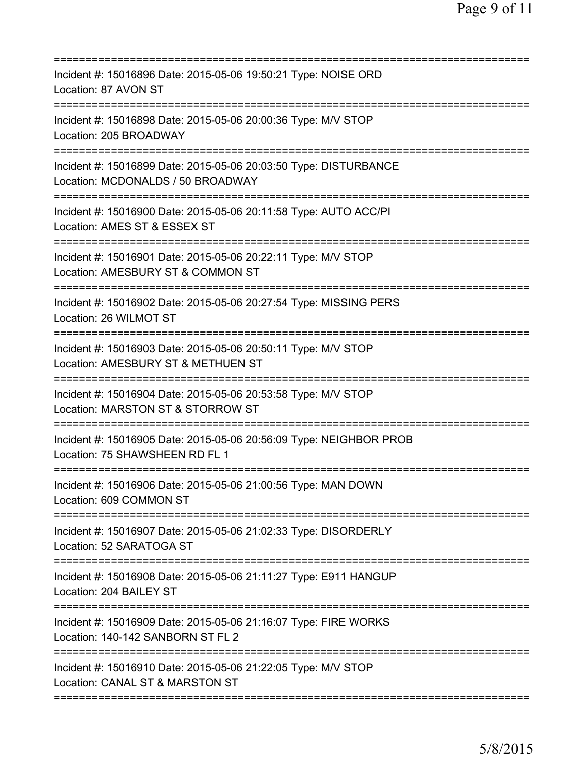===========================================================================

Incident #: 15016896 Date: 2015-05-06 19:50:21 Type: NOISE ORD
Location: 87 AVON ST

===========================================================================

Incident #: 15016898 Date: 2015-05-06 20:00:36 Type: M/V STOP
Location: 205 BROADWAY

===========================================================================

Incident #: 15016899 Date: 2015-05-06 20:03:50 Type: DISTURBANCE
Location: MCDONALDS / 50 BROADWAY

===========================================================================

Incident #: 15016900 Date: 2015-05-06 20:11:58 Type: AUTO ACC/PI
Location: AMES ST & ESSEX ST

===========================================================================

Incident #: 15016901 Date: 2015-05-06 20:22:11 Type: M/V STOP
Location: AMESBURY ST & COMMON ST

===========================================================================

Incident #: 15016902 Date: 2015-05-06 20:27:54 Type: MISSING PERS
Location: 26 WILMOT ST

===========================================================================

Incident #: 15016903 Date: 2015-05-06 20:50:11 Type: M/V STOP
Location: AMESBURY ST & METHUEN ST

===========================================================================

Incident #: 15016904 Date: 2015-05-06 20:53:58 Type: M/V STOP
Location: MARSTON ST & STORROW ST

===========================================================================

Incident #: 15016905 Date: 2015-05-06 20:56:09 Type: NEIGHBOR PROB
Location: 75 SHAWSHEEN RD FL 1

===========================================================================

Incident #: 15016906 Date: 2015-05-06 21:00:56 Type: MAN DOWN
Location: 609 COMMON ST

===========================================================================

Incident #: 15016907 Date: 2015-05-06 21:02:33 Type: DISORDERLY
Location: 52 SARATOGA ST

===========================================================================

Incident #: 15016908 Date: 2015-05-06 21:11:27 Type: E911 HANGUP
Location: 204 BAILEY ST

===========================================================================

Incident #: 15016909 Date: 2015-05-06 21:16:07 Type: FIRE WORKS
Location: 140-142 SANBORN ST FL 2

===========================================================================

Incident #: 15016910 Date: 2015-05-06 21:22:05 Type: M/V STOP
Location: CANAL ST & MARSTON ST

===========================================================================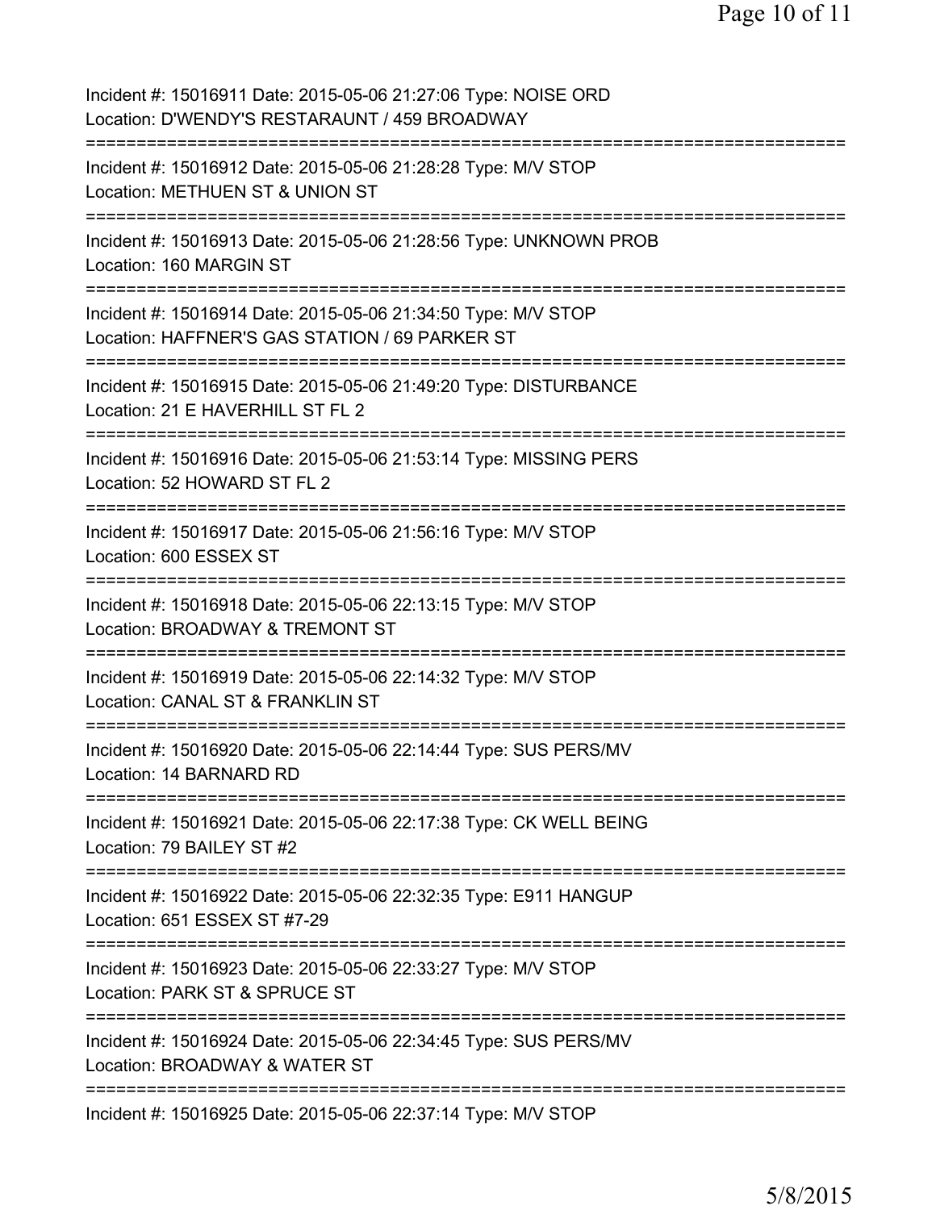Incident #: 15016911 Date: 2015-05-06 21:27:06 Type: NOISE ORD
Location: D'WENDY'S RESTARAUNT / 459 BROADWAY
===========================================================================
Incident #: 15016912 Date: 2015-05-06 21:28:28 Type: M/V STOP
Location: METHUEN ST & UNION ST
===========================================================================
Incident #: 15016913 Date: 2015-05-06 21:28:56 Type: UNKNOWN PROB
Location: 160 MARGIN ST
===========================================================================
Incident #: 15016914 Date: 2015-05-06 21:34:50 Type: M/V STOP
Location: HAFFNER'S GAS STATION / 69 PARKER ST
===========================================================================
Incident #: 15016915 Date: 2015-05-06 21:49:20 Type: DISTURBANCE
Location: 21 E HAVERHILL ST FL 2
===========================================================================
Incident #: 15016916 Date: 2015-05-06 21:53:14 Type: MISSING PERS
Location: 52 HOWARD ST FL 2
===========================================================================
Incident #: 15016917 Date: 2015-05-06 21:56:16 Type: M/V STOP
Location: 600 ESSEX ST
===========================================================================
Incident #: 15016918 Date: 2015-05-06 22:13:15 Type: M/V STOP
Location: BROADWAY & TREMONT ST
===========================================================================
Incident #: 15016919 Date: 2015-05-06 22:14:32 Type: M/V STOP
Location: CANAL ST & FRANKLIN ST
===========================================================================
Incident #: 15016920 Date: 2015-05-06 22:14:44 Type: SUS PERS/MV
Location: 14 BARNARD RD
===========================================================================
Incident #: 15016921 Date: 2015-05-06 22:17:38 Type: CK WELL BEING
Location: 79 BAILEY ST #2
===========================================================================
Incident #: 15016922 Date: 2015-05-06 22:32:35 Type: E911 HANGUP
Location: 651 ESSEX ST #7-29
===========================================================================
Incident #: 15016923 Date: 2015-05-06 22:33:27 Type: M/V STOP
Location: PARK ST & SPRUCE ST
===========================================================================
Incident #: 15016924 Date: 2015-05-06 22:34:45 Type: SUS PERS/MV
Location: BROADWAY & WATER ST
===========================================================================
Incident #: 15016925 Date: 2015-05-06 22:37:14 Type: M/V STOP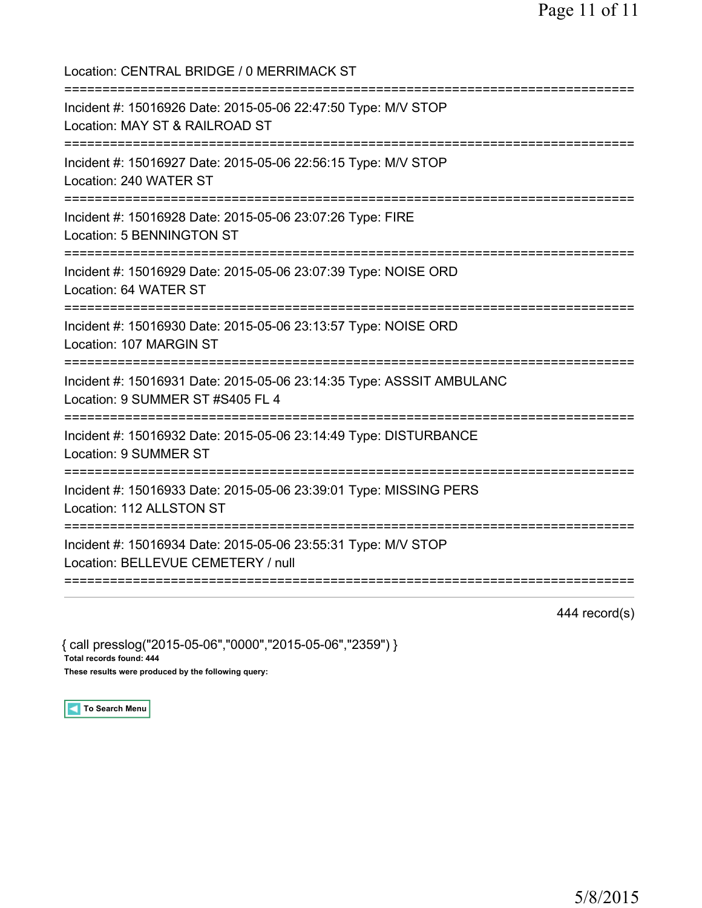Location: CENTRAL BRIDGE / 0 MERRIMACK ST

===========================================================================

Incident #: 15016926 Date: 2015-05-06 22:47:50 Type: M/V STOP
Location: MAY ST & RAILROAD ST

===========================================================================

Incident #: 15016927 Date: 2015-05-06 22:56:15 Type: M/V STOP
Location: 240 WATER ST

===========================================================================

Incident #: 15016928 Date: 2015-05-06 23:07:26 Type: FIRE
Location: 5 BENNINGTON ST

===========================================================================

Incident #: 15016929 Date: 2015-05-06 23:07:39 Type: NOISE ORD
Location: 64 WATER ST

===========================================================================

Incident #: 15016930 Date: 2015-05-06 23:13:57 Type: NOISE ORD
Location: 107 MARGIN ST

===========================================================================

Incident #: 15016931 Date: 2015-05-06 23:14:35 Type: ASSSIT AMBULANC
Location: 9 SUMMER ST #S405 FL 4

===========================================================================

Incident #: 15016932 Date: 2015-05-06 23:14:49 Type: DISTURBANCE
Location: 9 SUMMER ST

===========================================================================

Incident #: 15016933 Date: 2015-05-06 23:39:01 Type: MISSING PERS
Location: 112 ALLSTON ST

===========================================================================

Incident #: 15016934 Date: 2015-05-06 23:55:31 Type: M/V STOP
Location: BELLEVUE CEMETERY / null

===========================================================================

444 record(s)

{ call presslog("2015-05-06","0000","2015-05-06","2359") }

**Total records found: 444**

**These results were produced by the following query:**

To Search Menu